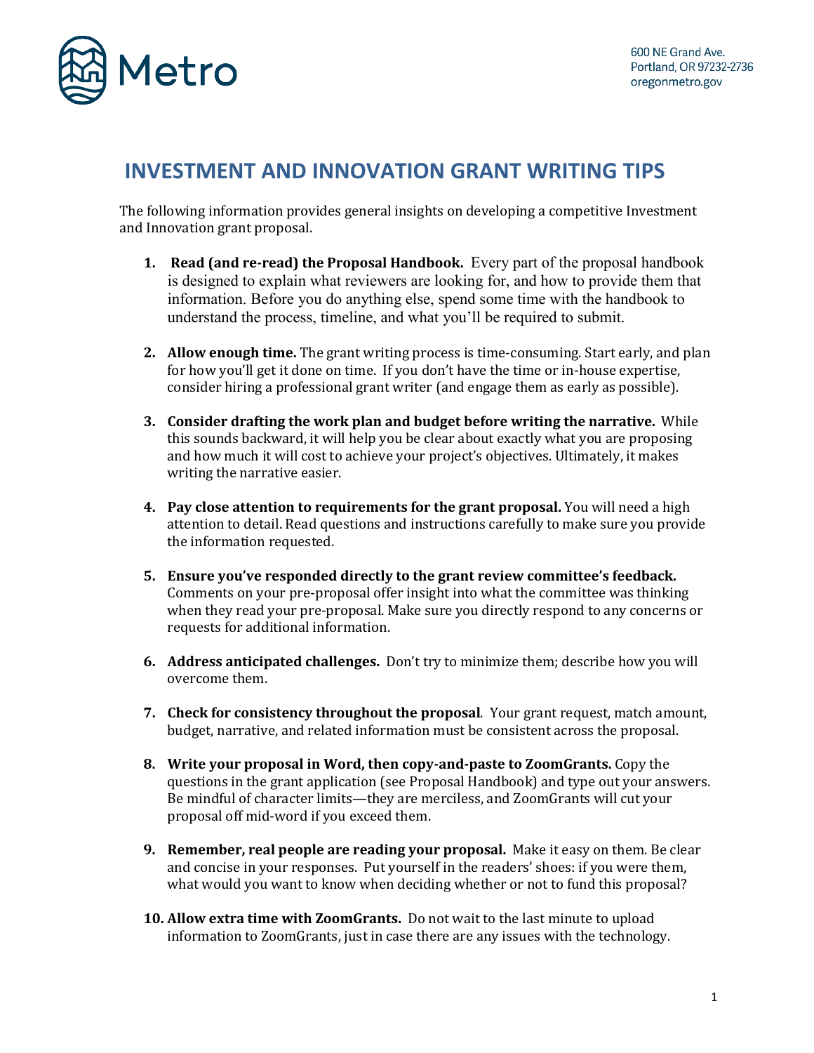Metro

600 NE Grand Ave.
Portland, OR 97232-2736
oregonmetro.gov

# INVESTMENT AND INNOVATION GRANT WRITING TIPS

The following information provides general insights on developing a competitive Investment and Innovation grant proposal.

1. **Read (and re-read) the Proposal Handbook.** Every part of the proposal handbook is designed to explain what reviewers are looking for, and how to provide them that information. Before you do anything else, spend some time with the handbook to understand the process, timeline, and what you'll be required to submit.

2. **Allow enough time.** The grant writing process is time-consuming. Start early, and plan for how you'll get it done on time. If you don't have the time or in-house expertise, consider hiring a professional grant writer (and engage them as early as possible).

3. **Consider drafting the work plan and budget before writing the narrative.** While this sounds backward, it will help you be clear about exactly what you are proposing and how much it will cost to achieve your project's objectives. Ultimately, it makes writing the narrative easier.

4. **Pay close attention to requirements for the grant proposal.** You will need a high attention to detail. Read questions and instructions carefully to make sure you provide the information requested.

5. **Ensure you've responded directly to the grant review committee's feedback.** Comments on your pre-proposal offer insight into what the committee was thinking when they read your pre-proposal. Make sure you directly respond to any concerns or requests for additional information.

6. **Address anticipated challenges.** Don't try to minimize them; describe how you will overcome them.

7. **Check for consistency throughout the proposal**. Your grant request, match amount, budget, narrative, and related information must be consistent across the proposal.

8. **Write your proposal in Word, then copy-and-paste to ZoomGrants.** Copy the questions in the grant application (see Proposal Handbook) and type out your answers. Be mindful of character limits—they are merciless, and ZoomGrants will cut your proposal off mid-word if you exceed them.

9. **Remember, real people are reading your proposal.** Make it easy on them. Be clear and concise in your responses. Put yourself in the readers' shoes: if you were them, what would you want to know when deciding whether or not to fund this proposal?

10. **Allow extra time with ZoomGrants.** Do not wait to the last minute to upload information to ZoomGrants, just in case there are any issues with the technology.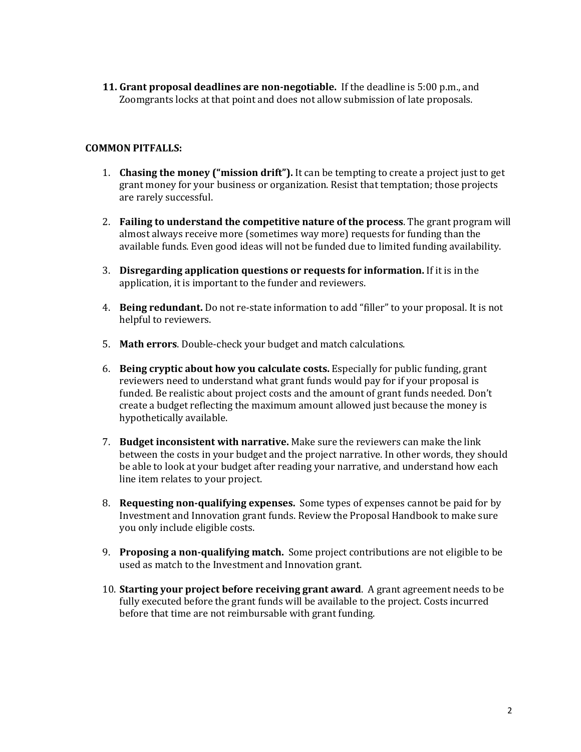11. **Grant proposal deadlines are non-negotiable.** If the deadline is 5:00 p.m., and Zoomgrants locks at that point and does not allow submission of late proposals.

**COMMON PITFALLS:**

1. **Chasing the money ("mission drift").** It can be tempting to create a project just to get grant money for your business or organization. Resist that temptation; those projects are rarely successful.

2. **Failing to understand the competitive nature of the process**. The grant program will almost always receive more (sometimes way more) requests for funding than the available funds. Even good ideas will not be funded due to limited funding availability.

3. **Disregarding application questions or requests for information.** If it is in the application, it is important to the funder and reviewers.

4. **Being redundant.** Do not re-state information to add "filler" to your proposal. It is not helpful to reviewers.

5. **Math errors**. Double-check your budget and match calculations.

6. **Being cryptic about how you calculate costs.** Especially for public funding, grant reviewers need to understand what grant funds would pay for if your proposal is funded. Be realistic about project costs and the amount of grant funds needed. Don't create a budget reflecting the maximum amount allowed just because the money is hypothetically available.

7. **Budget inconsistent with narrative.** Make sure the reviewers can make the link between the costs in your budget and the project narrative. In other words, they should be able to look at your budget after reading your narrative, and understand how each line item relates to your project.

8. **Requesting non-qualifying expenses.** Some types of expenses cannot be paid for by Investment and Innovation grant funds. Review the Proposal Handbook to make sure you only include eligible costs.

9. **Proposing a non-qualifying match.** Some project contributions are not eligible to be used as match to the Investment and Innovation grant.

10. **Starting your project before receiving grant award**. A grant agreement needs to be fully executed before the grant funds will be available to the project. Costs incurred before that time are not reimbursable with grant funding.